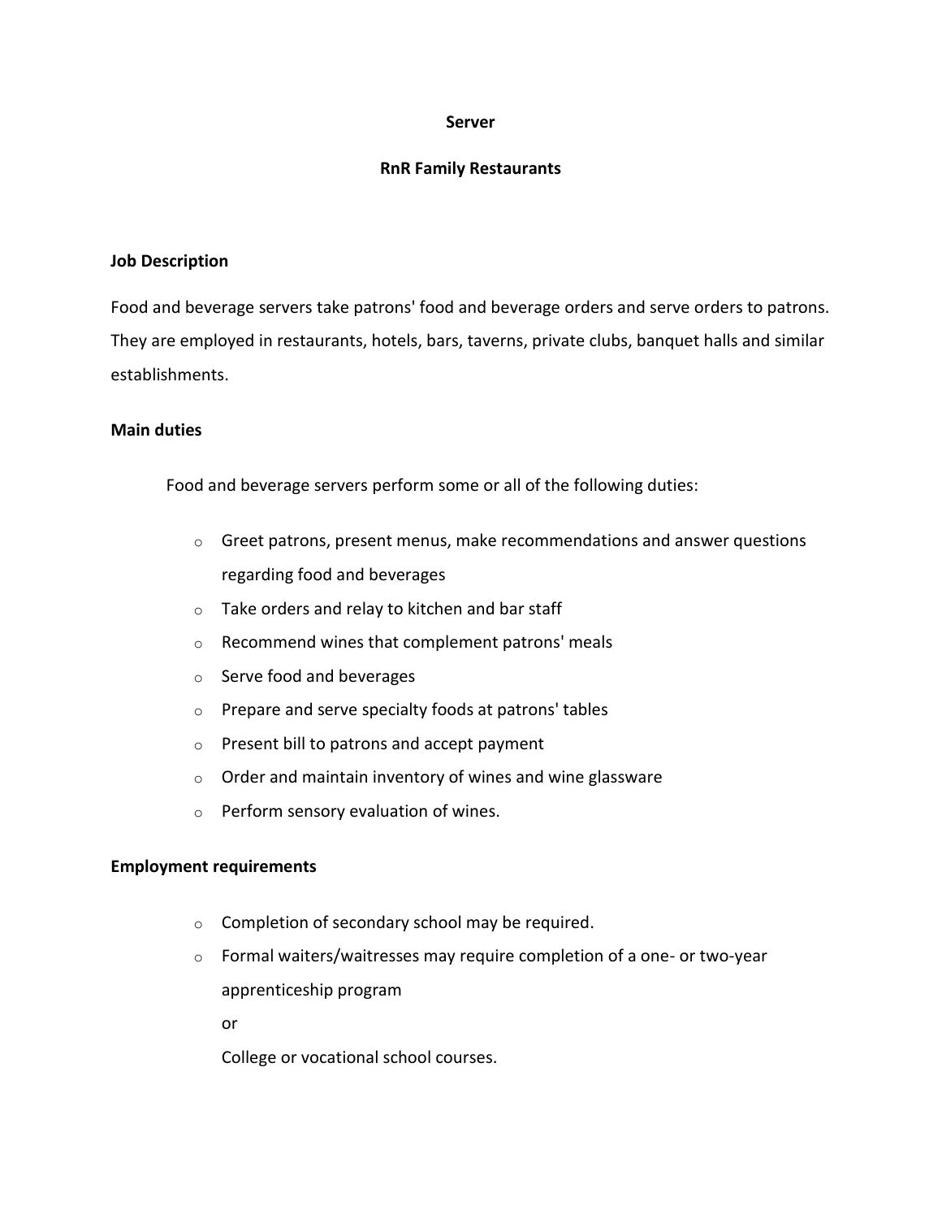**Server**

**RnR Family Restaurants**

**Job Description**

Food and beverage servers take patrons' food and beverage orders and serve orders to patrons. They are employed in restaurants, hotels, bars, taverns, private clubs, banquet halls and similar establishments.

**Main duties**

Food and beverage servers perform some or all of the following duties:

- Greet patrons, present menus, make recommendations and answer questions regarding food and beverages
- Take orders and relay to kitchen and bar staff
- Recommend wines that complement patrons' meals
- Serve food and beverages
- Prepare and serve specialty foods at patrons' tables
- Present bill to patrons and accept payment
- Order and maintain inventory of wines and wine glassware
- Perform sensory evaluation of wines.

**Employment requirements**

- Completion of secondary school may be required.
- Formal waiters/waitresses may require completion of a one- or two-year apprenticeship program

  or

  College or vocational school courses.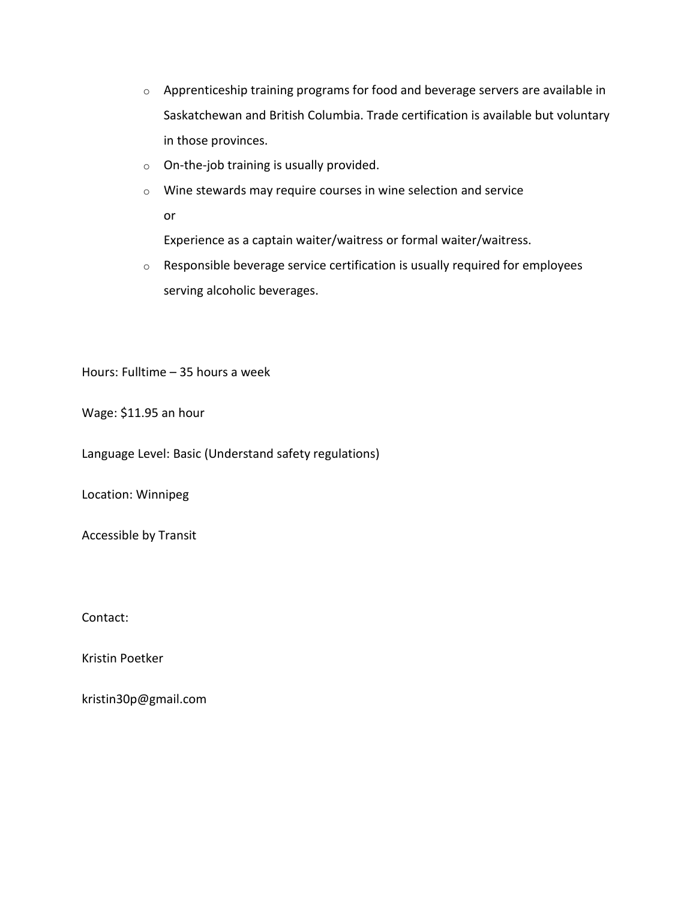- Apprenticeship training programs for food and beverage servers are available in Saskatchewan and British Columbia. Trade certification is available but voluntary in those provinces.
- On-the-job training is usually provided.
- Wine stewards may require courses in wine selection and service

  or

  Experience as a captain waiter/waitress or formal waiter/waitress.
- Responsible beverage service certification is usually required for employees serving alcoholic beverages.

Hours: Fulltime – 35 hours a week

Wage: $11.95 an hour

Language Level: Basic (Understand safety regulations)

Location: Winnipeg

Accessible by Transit

Contact:

Kristin Poetker

kristin30p@gmail.com